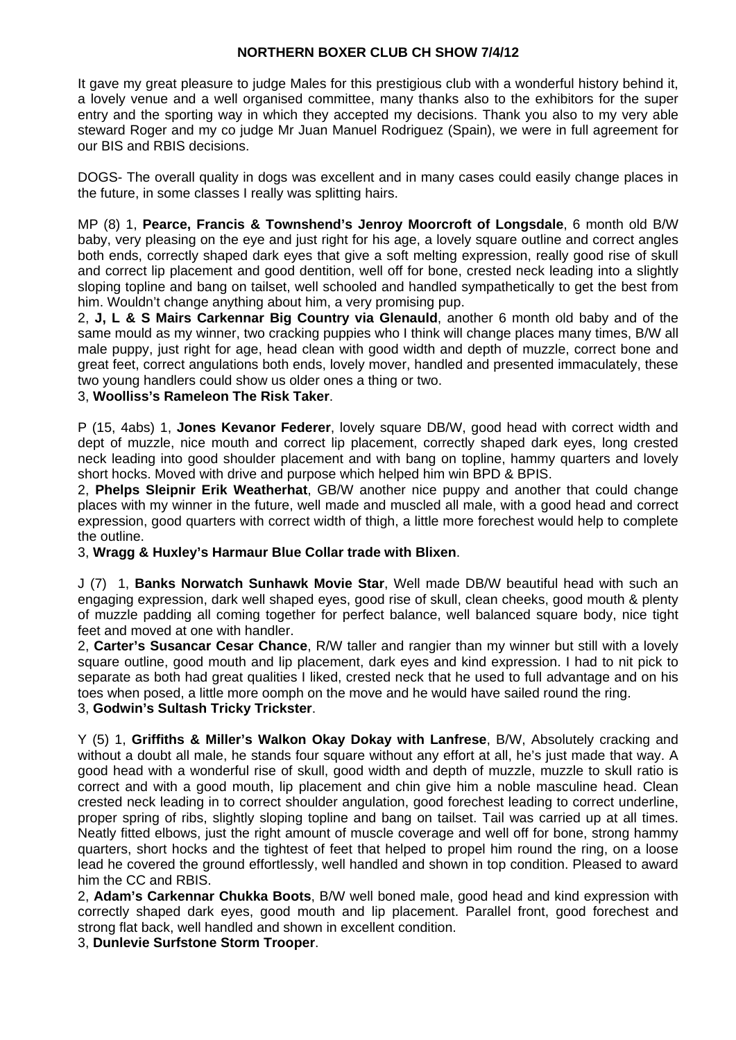# NORTHERN BOXER CLUB CH SHOW 7/4/12

It gave my great pleasure to judge Males for this prestigious club with a wonderful history behind it, a lovely venue and a well organised committee, many thanks also to the exhibitors for the super entry and the sporting way in which they accepted my decisions. Thank you also to my very able steward Roger and my co judge Mr Juan Manuel Rodriguez (Spain), we were in full agreement for our BIS and RBIS decisions.

DOGS- The overall quality in dogs was excellent and in many cases could easily change places in the future, in some classes I really was splitting hairs.

MP (8) 1, **Pearce, Francis & Townshend's Jenroy Moorcroft of Longsdale**, 6 month old B/W baby, very pleasing on the eye and just right for his age, a lovely square outline and correct angles both ends, correctly shaped dark eyes that give a soft melting expression, really good rise of skull and correct lip placement and good dentition, well off for bone, crested neck leading into a slightly sloping topline and bang on tailset, well schooled and handled sympathetically to get the best from him. Wouldn't change anything about him, a very promising pup.
2, **J, L & S Mairs Carkennar Big Country via Glenauld**, another 6 month old baby and of the same mould as my winner, two cracking puppies who I think will change places many times, B/W all male puppy, just right for age, head clean with good width and depth of muzzle, correct bone and great feet, correct angulations both ends, lovely mover, handled and presented immaculately, these two young handlers could show us older ones a thing or two.
3, **Woolliss's Rameleon The Risk Taker**.

P (15, 4abs) 1, **Jones Kevanor Federer**, lovely square DB/W, good head with correct width and dept of muzzle, nice mouth and correct lip placement, correctly shaped dark eyes, long crested neck leading into good shoulder placement and with bang on topline, hammy quarters and lovely short hocks. Moved with drive and purpose which helped him win BPD & BPIS.
2, **Phelps Sleipnir Erik Weatherhat**, GB/W another nice puppy and another that could change places with my winner in the future, well made and muscled all male, with a good head and correct expression, good quarters with correct width of thigh, a little more forechest would help to complete the outline.
3, **Wragg & Huxley's Harmaur Blue Collar trade with Blixen**.

J (7) 1, **Banks Norwatch Sunhawk Movie Star**, Well made DB/W beautiful head with such an engaging expression, dark well shaped eyes, good rise of skull, clean cheeks, good mouth & plenty of muzzle padding all coming together for perfect balance, well balanced square body, nice tight feet and moved at one with handler.
2, **Carter's Susancar Cesar Chance**, R/W taller and rangier than my winner but still with a lovely square outline, good mouth and lip placement, dark eyes and kind expression. I had to nit pick to separate as both had great qualities I liked, crested neck that he used to full advantage and on his toes when posed, a little more oomph on the move and he would have sailed round the ring.
3, **Godwin's Sultash Tricky Trickster**.

Y (5) 1, **Griffiths & Miller's Walkon Okay Dokay with Lanfrese**, B/W, Absolutely cracking and without a doubt all male, he stands four square without any effort at all, he's just made that way. A good head with a wonderful rise of skull, good width and depth of muzzle, muzzle to skull ratio is correct and with a good mouth, lip placement and chin give him a noble masculine head. Clean crested neck leading in to correct shoulder angulation, good forechest leading to correct underline, proper spring of ribs, slightly sloping topline and bang on tailset. Tail was carried up at all times. Neatly fitted elbows, just the right amount of muscle coverage and well off for bone, strong hammy quarters, short hocks and the tightest of feet that helped to propel him round the ring, on a loose lead he covered the ground effortlessly, well handled and shown in top condition. Pleased to award him the CC and RBIS.
2, **Adam's Carkennar Chukka Boots**, B/W well boned male, good head and kind expression with correctly shaped dark eyes, good mouth and lip placement. Parallel front, good forechest and strong flat back, well handled and shown in excellent condition.
3, **Dunlevie Surfstone Storm Trooper**.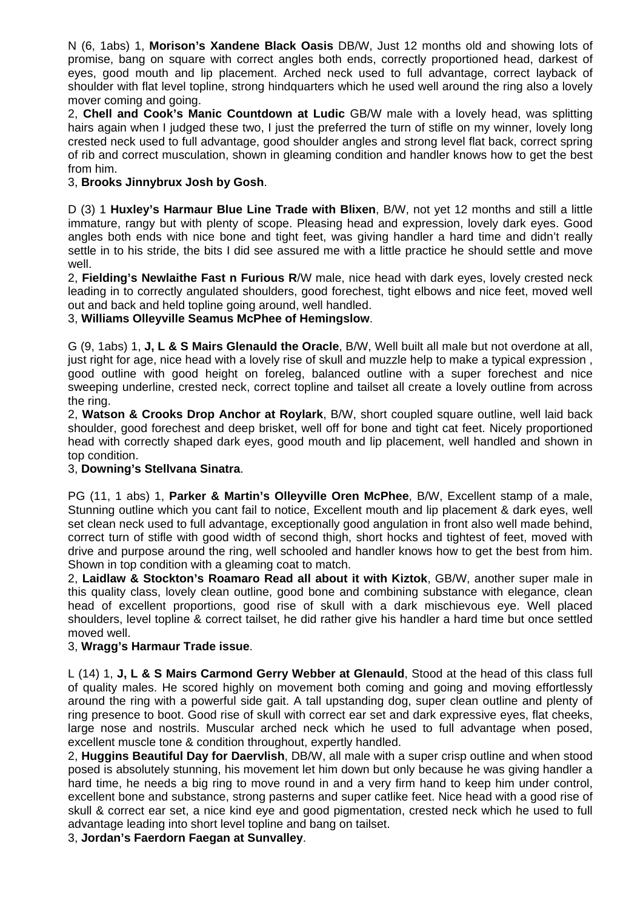N (6, 1abs) 1, **Morison's Xandene Black Oasis** DB/W, Just 12 months old and showing lots of promise, bang on square with correct angles both ends, correctly proportioned head, darkest of eyes, good mouth and lip placement. Arched neck used to full advantage, correct layback of shoulder with flat level topline, strong hindquarters which he used well around the ring also a lovely mover coming and going.

2, **Chell and Cook's Manic Countdown at Ludic** GB/W male with a lovely head, was splitting hairs again when I judged these two, I just the preferred the turn of stifle on my winner, lovely long crested neck used to full advantage, good shoulder angles and strong level flat back, correct spring of rib and correct musculation, shown in gleaming condition and handler knows how to get the best from him.

3, **Brooks Jinnybrux Josh by Gosh**.

D (3) 1 **Huxley's Harmaur Blue Line Trade with Blixen**, B/W, not yet 12 months and still a little immature, rangy but with plenty of scope. Pleasing head and expression, lovely dark eyes. Good angles both ends with nice bone and tight feet, was giving handler a hard time and didn't really settle in to his stride, the bits I did see assured me with a little practice he should settle and move well.

2, **Fielding's Newlaithe Fast n Furious R**/W male, nice head with dark eyes, lovely crested neck leading in to correctly angulated shoulders, good forechest, tight elbows and nice feet, moved well out and back and held topline going around, well handled.

3, **Williams Olleyville Seamus McPhee of Hemingslow**.

G (9, 1abs) 1, **J, L & S Mairs Glenauld the Oracle**, B/W, Well built all male but not overdone at all, just right for age, nice head with a lovely rise of skull and muzzle help to make a typical expression , good outline with good height on foreleg, balanced outline with a super forechest and nice sweeping underline, crested neck, correct topline and tailset all create a lovely outline from across the ring.

2, **Watson & Crooks Drop Anchor at Roylark**, B/W, short coupled square outline, well laid back shoulder, good forechest and deep brisket, well off for bone and tight cat feet. Nicely proportioned head with correctly shaped dark eyes, good mouth and lip placement, well handled and shown in top condition.

3, **Downing's Stellvana Sinatra**.

PG (11, 1 abs) 1, **Parker & Martin's Olleyville Oren McPhee**, B/W, Excellent stamp of a male, Stunning outline which you cant fail to notice, Excellent mouth and lip placement & dark eyes, well set clean neck used to full advantage, exceptionally good angulation in front also well made behind, correct turn of stifle with good width of second thigh, short hocks and tightest of feet, moved with drive and purpose around the ring, well schooled and handler knows how to get the best from him. Shown in top condition with a gleaming coat to match.

2, **Laidlaw & Stockton's Roamaro Read all about it with Kiztok**, GB/W, another super male in this quality class, lovely clean outline, good bone and combining substance with elegance, clean head of excellent proportions, good rise of skull with a dark mischievous eye. Well placed shoulders, level topline & correct tailset, he did rather give his handler a hard time but once settled moved well.

3, **Wragg's Harmaur Trade issue**.

L (14) 1, **J, L & S Mairs Carmond Gerry Webber at Glenauld**, Stood at the head of this class full of quality males. He scored highly on movement both coming and going and moving effortlessly around the ring with a powerful side gait. A tall upstanding dog, super clean outline and plenty of ring presence to boot. Good rise of skull with correct ear set and dark expressive eyes, flat cheeks, large nose and nostrils. Muscular arched neck which he used to full advantage when posed, excellent muscle tone & condition throughout, expertly handled.

2, **Huggins Beautiful Day for Daervlish**, DB/W, all male with a super crisp outline and when stood posed is absolutely stunning, his movement let him down but only because he was giving handler a hard time, he needs a big ring to move round in and a very firm hand to keep him under control, excellent bone and substance, strong pasterns and super catlike feet. Nice head with a good rise of skull & correct ear set, a nice kind eye and good pigmentation, crested neck which he used to full advantage leading into short level topline and bang on tailset.

3, **Jordan's Faerdorn Faegan at Sunvalley**.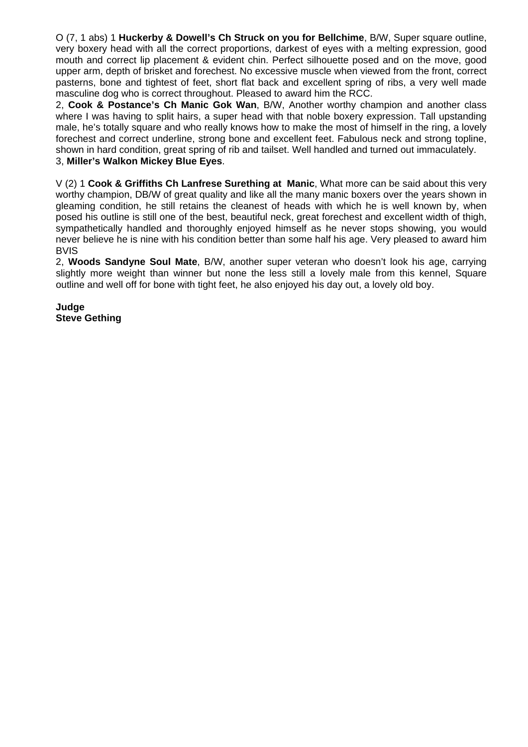O (7, 1 abs) 1 **Huckerby & Dowell's Ch Struck on you for Bellchime**, B/W, Super square outline, very boxery head with all the correct proportions, darkest of eyes with a melting expression, good mouth and correct lip placement & evident chin. Perfect silhouette posed and on the move, good upper arm, depth of brisket and forechest. No excessive muscle when viewed from the front, correct pasterns, bone and tightest of feet, short flat back and excellent spring of ribs, a very well made masculine dog who is correct throughout. Pleased to award him the RCC.

2, **Cook & Postance's Ch Manic Gok Wan**, B/W, Another worthy champion and another class where I was having to split hairs, a super head with that noble boxery expression. Tall upstanding male, he's totally square and who really knows how to make the most of himself in the ring, a lovely forechest and correct underline, strong bone and excellent feet. Fabulous neck and strong topline, shown in hard condition, great spring of rib and tailset. Well handled and turned out immaculately.

3, **Miller's Walkon Mickey Blue Eyes**.

V (2) 1 **Cook & Griffiths Ch Lanfrese Surething at Manic**, What more can be said about this very worthy champion, DB/W of great quality and like all the many manic boxers over the years shown in gleaming condition, he still retains the cleanest of heads with which he is well known by, when posed his outline is still one of the best, beautiful neck, great forechest and excellent width of thigh, sympathetically handled and thoroughly enjoyed himself as he never stops showing, you would never believe he is nine with his condition better than some half his age. Very pleased to award him BVIS

2, **Woods Sandyne Soul Mate**, B/W, another super veteran who doesn't look his age, carrying slightly more weight than winner but none the less still a lovely male from this kennel, Square outline and well off for bone with tight feet, he also enjoyed his day out, a lovely old boy.

**Judge**
**Steve Gething**